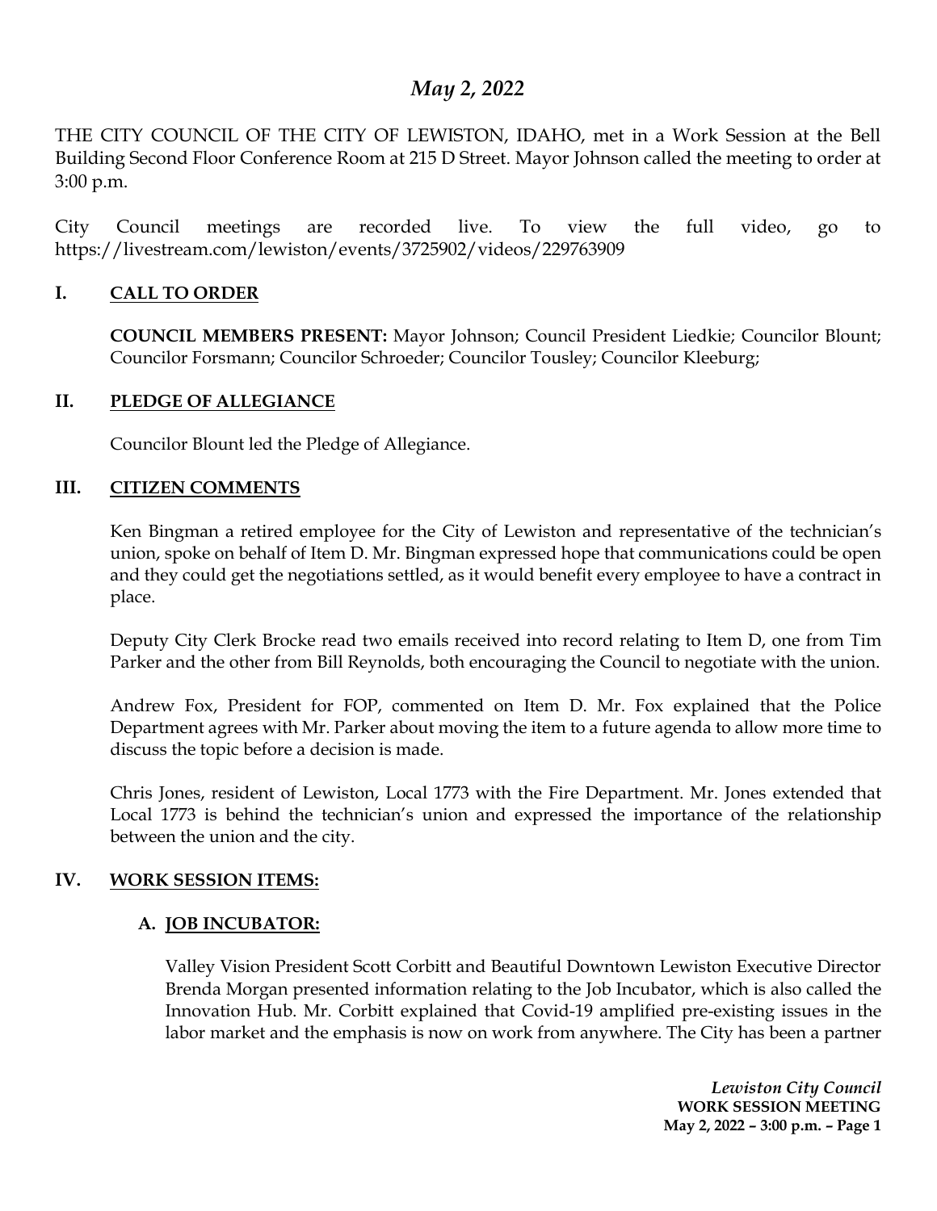# *May 2, 2022*

THE CITY COUNCIL OF THE CITY OF LEWISTON, IDAHO, met in a Work Session at the Bell Building Second Floor Conference Room at 215 D Street. Mayor Johnson called the meeting to order at 3:00 p.m.

City Council meetings are recorded live. To view the full video, go to https://livestream.com/lewiston/events/3725902/videos/229763909

## I. CALL TO ORDER

**COUNCIL MEMBERS PRESENT:** Mayor Johnson; Council President Liedkie; Councilor Blount; Councilor Forsmann; Councilor Schroeder; Councilor Tousley; Councilor Kleeburg;

## II. PLEDGE OF ALLEGIANCE

Councilor Blount led the Pledge of Allegiance.

## III. CITIZEN COMMENTS

Ken Bingman a retired employee for the City of Lewiston and representative of the technician's union, spoke on behalf of Item D. Mr. Bingman expressed hope that communications could be open and they could get the negotiations settled, as it would benefit every employee to have a contract in place.

Deputy City Clerk Brocke read two emails received into record relating to Item D, one from Tim Parker and the other from Bill Reynolds, both encouraging the Council to negotiate with the union.

Andrew Fox, President for FOP, commented on Item D. Mr. Fox explained that the Police Department agrees with Mr. Parker about moving the item to a future agenda to allow more time to discuss the topic before a decision is made.

Chris Jones, resident of Lewiston, Local 1773 with the Fire Department. Mr. Jones extended that Local 1773 is behind the technician's union and expressed the importance of the relationship between the union and the city.

## IV. WORK SESSION ITEMS:

### A. JOB INCUBATOR:

Valley Vision President Scott Corbitt and Beautiful Downtown Lewiston Executive Director Brenda Morgan presented information relating to the Job Incubator, which is also called the Innovation Hub. Mr. Corbitt explained that Covid-19 amplified pre-existing issues in the labor market and the emphasis is now on work from anywhere. The City has been a partner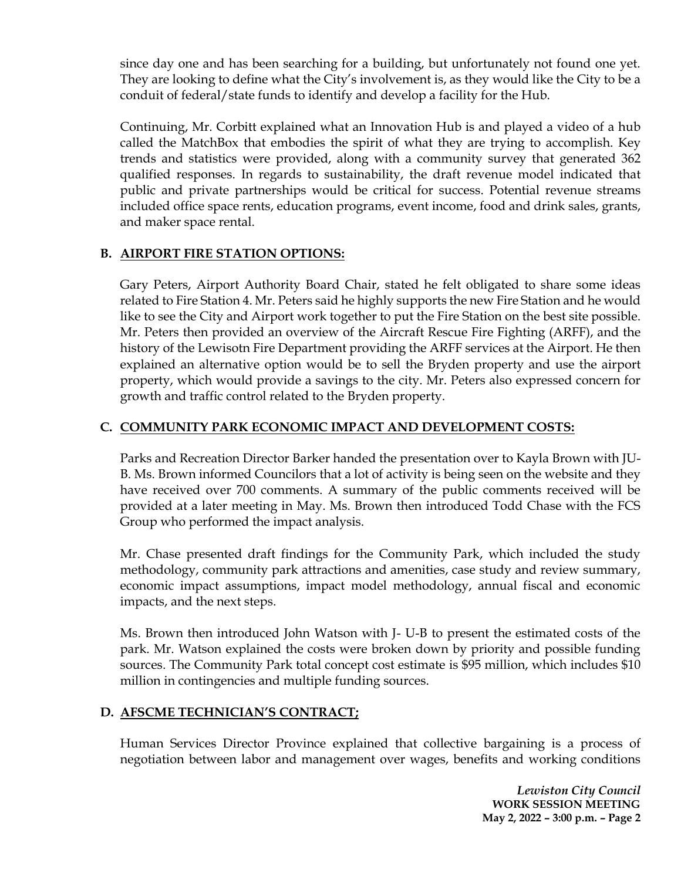since day one and has been searching for a building, but unfortunately not found one yet. They are looking to define what the City's involvement is, as they would like the City to be a conduit of federal/state funds to identify and develop a facility for the Hub.

Continuing, Mr. Corbitt explained what an Innovation Hub is and played a video of a hub called the MatchBox that embodies the spirit of what they are trying to accomplish. Key trends and statistics were provided, along with a community survey that generated 362 qualified responses. In regards to sustainability, the draft revenue model indicated that public and private partnerships would be critical for success. Potential revenue streams included office space rents, education programs, event income, food and drink sales, grants, and maker space rental.

## B. AIRPORT FIRE STATION OPTIONS:

Gary Peters, Airport Authority Board Chair, stated he felt obligated to share some ideas related to Fire Station 4. Mr. Peters said he highly supports the new Fire Station and he would like to see the City and Airport work together to put the Fire Station on the best site possible. Mr. Peters then provided an overview of the Aircraft Rescue Fire Fighting (ARFF), and the history of the Lewisotn Fire Department providing the ARFF services at the Airport. He then explained an alternative option would be to sell the Bryden property and use the airport property, which would provide a savings to the city. Mr. Peters also expressed concern for growth and traffic control related to the Bryden property.

## C. COMMUNITY PARK ECONOMIC IMPACT AND DEVELOPMENT COSTS:

Parks and Recreation Director Barker handed the presentation over to Kayla Brown with JU-B. Ms. Brown informed Councilors that a lot of activity is being seen on the website and they have received over 700 comments. A summary of the public comments received will be provided at a later meeting in May. Ms. Brown then introduced Todd Chase with the FCS Group who performed the impact analysis.

Mr. Chase presented draft findings for the Community Park, which included the study methodology, community park attractions and amenities, case study and review summary, economic impact assumptions, impact model methodology, annual fiscal and economic impacts, and the next steps.

Ms. Brown then introduced John Watson with J- U-B to present the estimated costs of the park. Mr. Watson explained the costs were broken down by priority and possible funding sources. The Community Park total concept cost estimate is $95 million, which includes $10 million in contingencies and multiple funding sources.

## D. AFSCME TECHNICIAN'S CONTRACT;

Human Services Director Province explained that collective bargaining is a process of negotiation between labor and management over wages, benefits and working conditions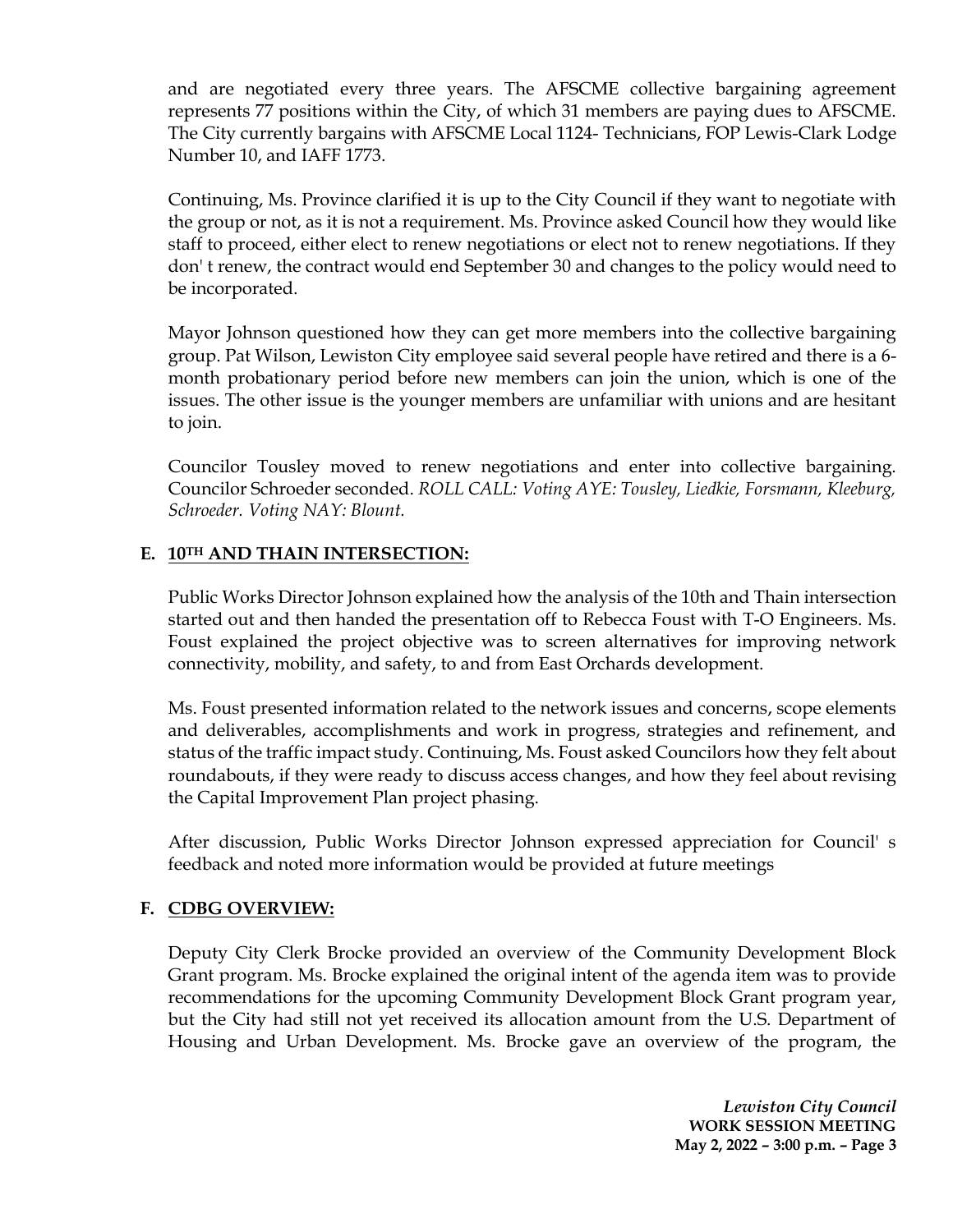and are negotiated every three years. The AFSCME collective bargaining agreement represents 77 positions within the City, of which 31 members are paying dues to AFSCME. The City currently bargains with AFSCME Local 1124- Technicians, FOP Lewis-Clark Lodge Number 10, and IAFF 1773.

Continuing, Ms. Province clarified it is up to the City Council if they want to negotiate with the group or not, as it is not a requirement. Ms. Province asked Council how they would like staff to proceed, either elect to renew negotiations or elect not to renew negotiations. If they don' t renew, the contract would end September 30 and changes to the policy would need to be incorporated.

Mayor Johnson questioned how they can get more members into the collective bargaining group. Pat Wilson, Lewiston City employee said several people have retired and there is a 6-month probationary period before new members can join the union, which is one of the issues. The other issue is the younger members are unfamiliar with unions and are hesitant to join.

Councilor Tousley moved to renew negotiations and enter into collective bargaining. Councilor Schroeder seconded. *ROLL CALL: Voting AYE: Tousley, Liedkie, Forsmann, Kleeburg, Schroeder. Voting NAY: Blount.*

**E. 10TH AND THAIN INTERSECTION:**

Public Works Director Johnson explained how the analysis of the 10th and Thain intersection started out and then handed the presentation off to Rebecca Foust with T-O Engineers. Ms. Foust explained the project objective was to screen alternatives for improving network connectivity, mobility, and safety, to and from East Orchards development.

Ms. Foust presented information related to the network issues and concerns, scope elements and deliverables, accomplishments and work in progress, strategies and refinement, and status of the traffic impact study. Continuing, Ms. Foust asked Councilors how they felt about roundabouts, if they were ready to discuss access changes, and how they feel about revising the Capital Improvement Plan project phasing.

After discussion, Public Works Director Johnson expressed appreciation for Council' s feedback and noted more information would be provided at future meetings

**F. CDBG OVERVIEW:**

Deputy City Clerk Brocke provided an overview of the Community Development Block Grant program. Ms. Brocke explained the original intent of the agenda item was to provide recommendations for the upcoming Community Development Block Grant program year, but the City had still not yet received its allocation amount from the U.S. Department of Housing and Urban Development. Ms. Brocke gave an overview of the program, the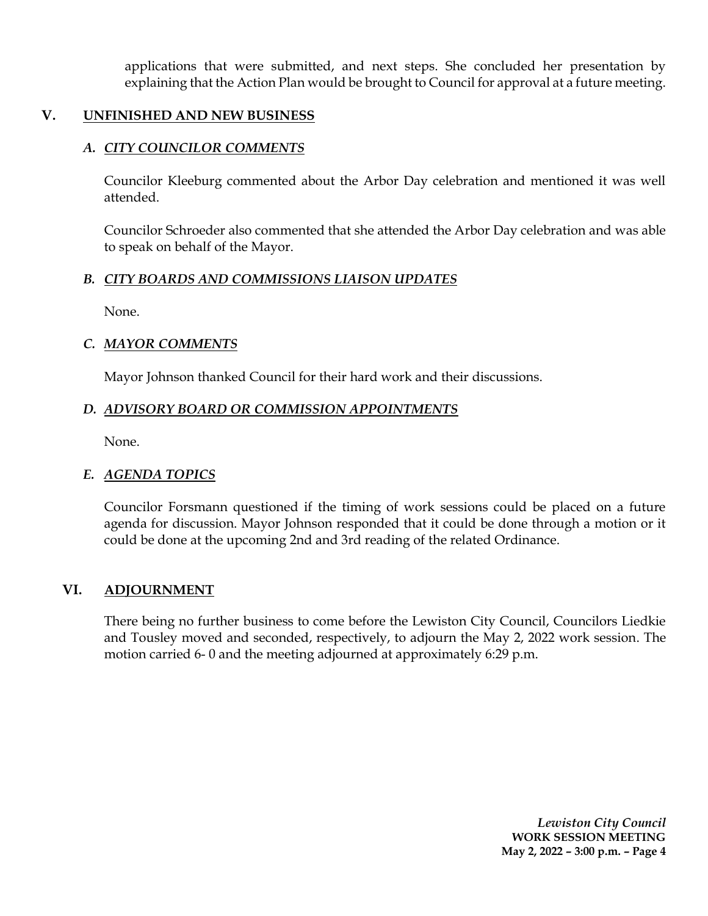applications that were submitted, and next steps. She concluded her presentation by explaining that the Action Plan would be brought to Council for approval at a future meeting.

## V. UNFINISHED AND NEW BUSINESS

### A. *CITY COUNCILOR COMMENTS*

Councilor Kleeburg commented about the Arbor Day celebration and mentioned it was well attended.

Councilor Schroeder also commented that she attended the Arbor Day celebration and was able to speak on behalf of the Mayor.

### B. *CITY BOARDS AND COMMISSIONS LIAISON UPDATES*

None.

### C. *MAYOR COMMENTS*

Mayor Johnson thanked Council for their hard work and their discussions.

### D. *ADVISORY BOARD OR COMMISSION APPOINTMENTS*

None.

### E. *AGENDA TOPICS*

Councilor Forsmann questioned if the timing of work sessions could be placed on a future agenda for discussion. Mayor Johnson responded that it could be done through a motion or it could be done at the upcoming 2nd and 3rd reading of the related Ordinance.

## VI. ADJOURNMENT

There being no further business to come before the Lewiston City Council, Councilors Liedkie and Tousley moved and seconded, respectively, to adjourn the May 2, 2022 work session. The motion carried 6- 0 and the meeting adjourned at approximately 6:29 p.m.